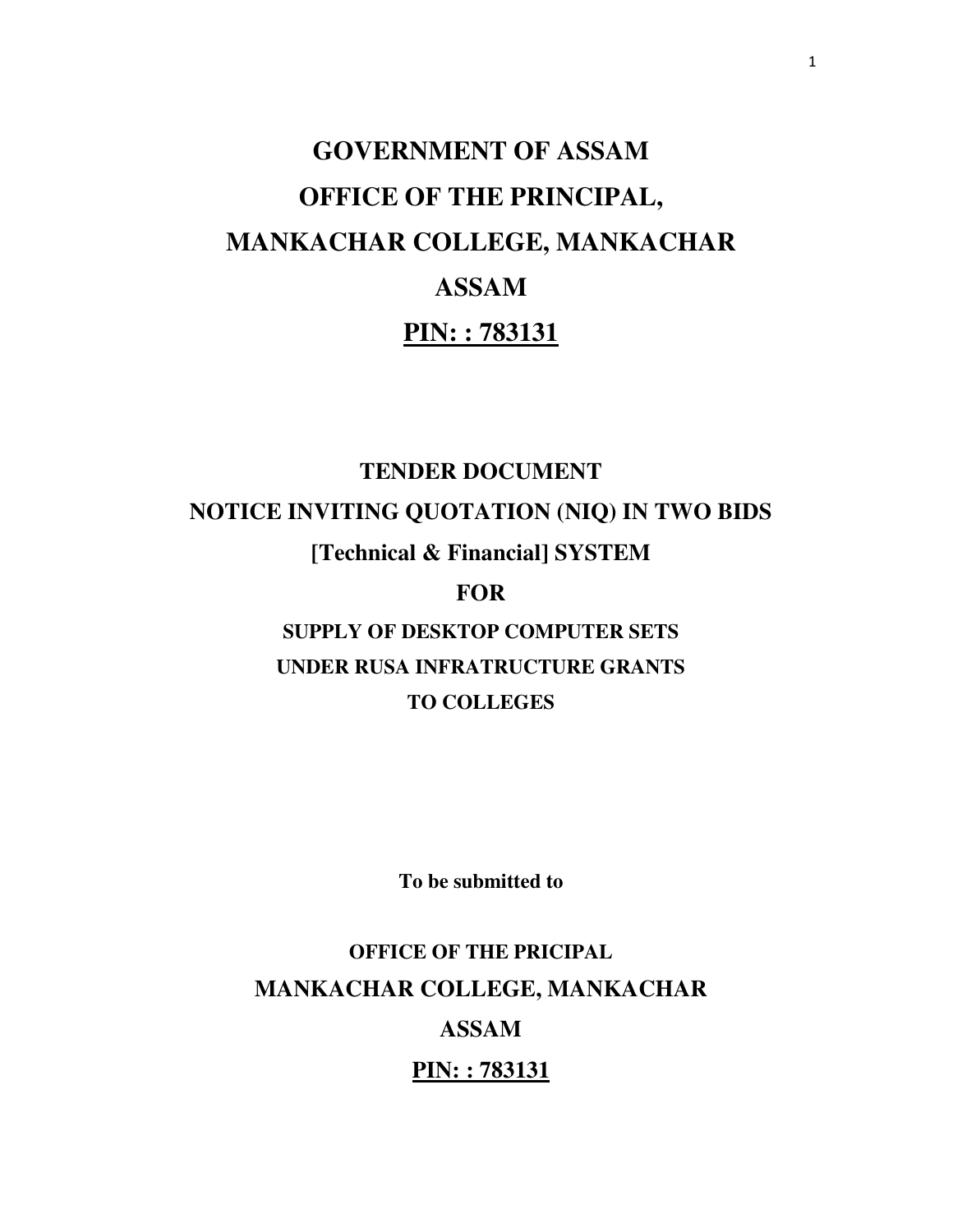# GOVERNMENT OF ASSAM

# OFFICE OF THE PRINCIPAL,

# MANKACHAR COLLEGE, MANKACHAR

# ASSAM

# <u>PIN: : 783131</u>

## TENDER DOCUMENT

## NOTICE INVITING QUOTATION (NIQ) IN TWO BIDS

## [Technical & Financial] SYSTEM

## FOR

### SUPPLY OF DESKTOP COMPUTER SETS

### UNDER RUSA INFRATRUCTURE GRANTS

### TO COLLEGES

**To be submitted to**

**OFFICE OF THE PRICIPAL**

**MANKACHAR COLLEGE, MANKACHAR**

**ASSAM**

**<u>PIN: : 783131</u>**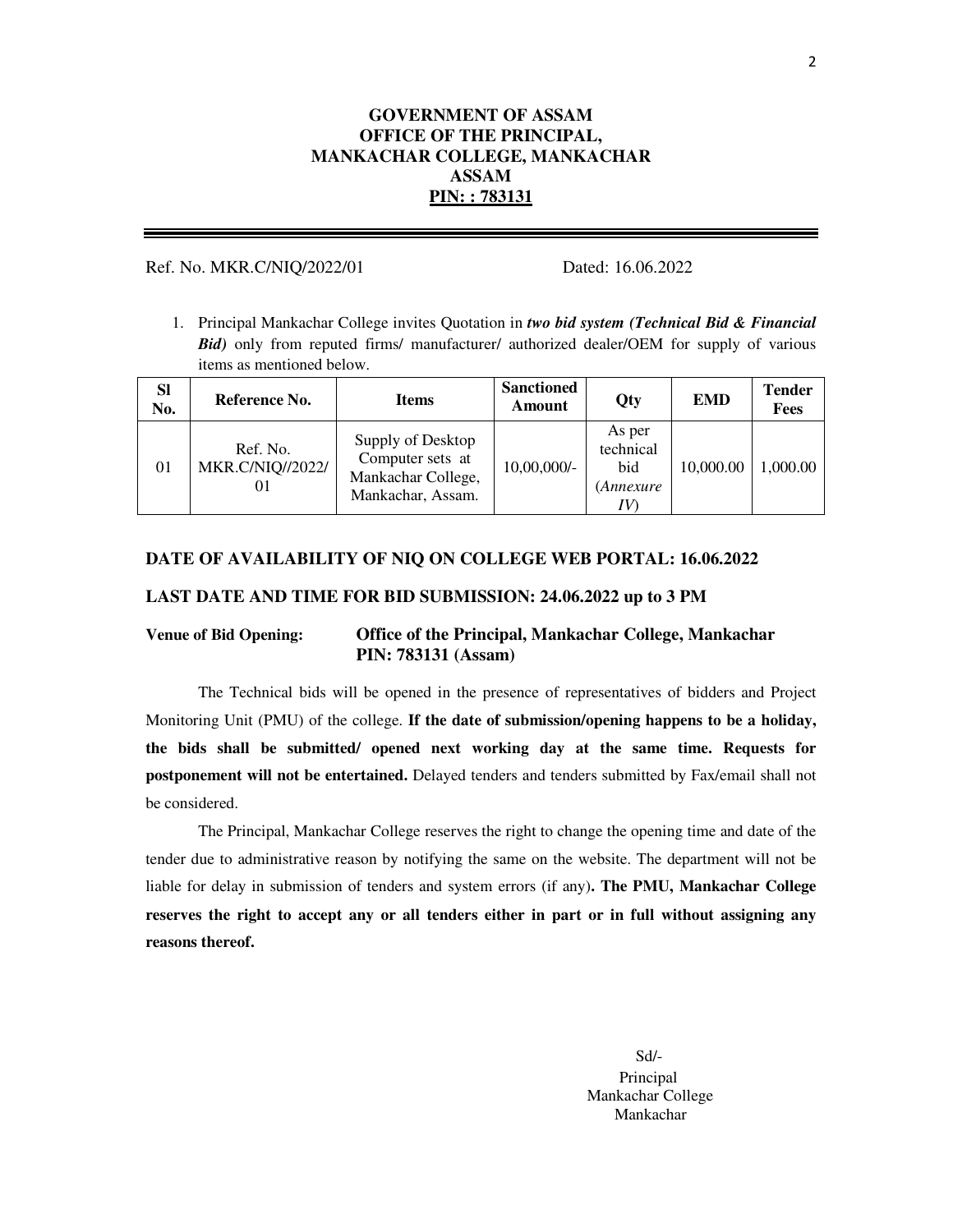**GOVERNMENT OF ASSAM**
**OFFICE OF THE PRINCIPAL,**
**MANKACHAR COLLEGE, MANKACHAR**
**ASSAM**
**PIN: : 783131**

Ref. No. MKR.C/NIQ/2022/01 Dated: 16.06.2022

1. Principal Mankachar College invites Quotation in ***two bid system (Technical Bid & Financial Bid)*** only from reputed firms/ manufacturer/ authorized dealer/OEM for supply of various items as mentioned below.

| Sl No. | Reference No. | Items | Sanctioned Amount | Qty | EMD | Tender Fees |
|---|---|---|---|---|---|---|
| 01 | Ref. No. MKR.C/NIQ//2022/ 01 | Supply of Desktop Computer sets at Mankachar College, Mankachar, Assam. | 10,00,000/- | As per technical bid (*Annexure IV*) | 10,000.00 | 1,000.00 |

**DATE OF AVAILABILITY OF NIQ ON COLLEGE WEB PORTAL: 16.06.2022**

**LAST DATE AND TIME FOR BID SUBMISSION: 24.06.2022 up to 3 PM**

**Venue of Bid Opening:** **Office of the Principal, Mankachar College, Mankachar PIN: 783131 (Assam)**

The Technical bids will be opened in the presence of representatives of bidders and Project Monitoring Unit (PMU) of the college. **If the date of submission/opening happens to be a holiday, the bids shall be submitted/ opened next working day at the same time. Requests for postponement will not be entertained.** Delayed tenders and tenders submitted by Fax/email shall not be considered.

The Principal, Mankachar College reserves the right to change the opening time and date of the tender due to administrative reason by notifying the same on the website. The department will not be liable for delay in submission of tenders and system errors (if any)**. The PMU, Mankachar College reserves the right to accept any or all tenders either in part or in full without assigning any reasons thereof.**

Sd/-
Principal
Mankachar College
Mankachar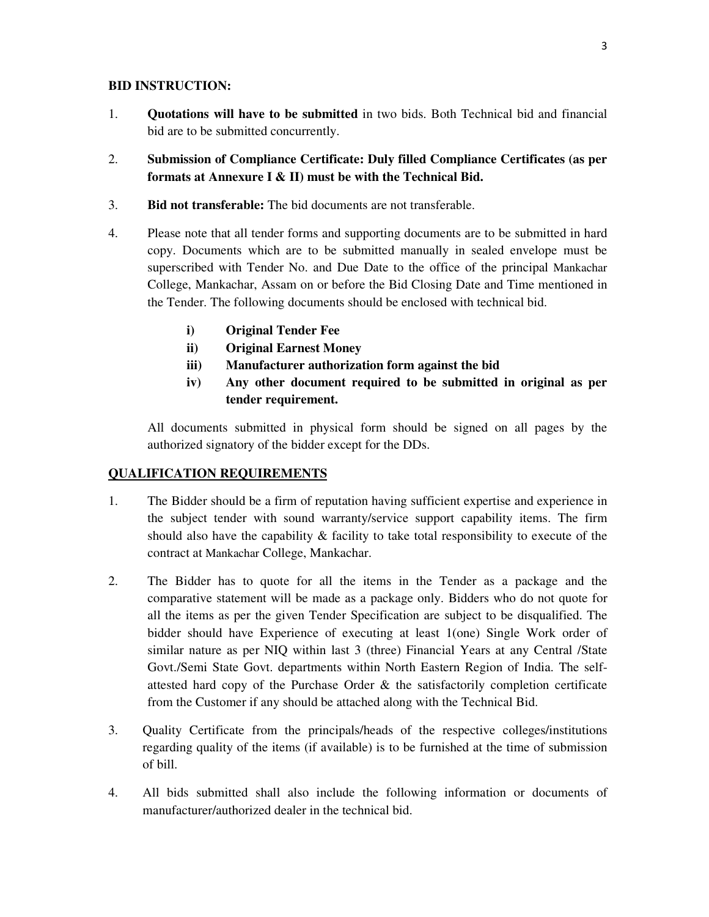**BID INSTRUCTION:**

1. **Quotations will have to be submitted** in two bids. Both Technical bid and financial bid are to be submitted concurrently.

2. **Submission of Compliance Certificate: Duly filled Compliance Certificates (as per formats at Annexure I & II) must be with the Technical Bid.**

3. **Bid not transferable:** The bid documents are not transferable.

4. Please note that all tender forms and supporting documents are to be submitted in hard copy. Documents which are to be submitted manually in sealed envelope must be superscribed with Tender No. and Due Date to the office of the principal Mankachar College, Mankachar, Assam on or before the Bid Closing Date and Time mentioned in the Tender. The following documents should be enclosed with technical bid.

   i) **Original Tender Fee**
   ii) **Original Earnest Money**
   iii) **Manufacturer authorization form against the bid**
   iv) **Any other document required to be submitted in original as per tender requirement.**

   All documents submitted in physical form should be signed on all pages by the authorized signatory of the bidder except for the DDs.

**QUALIFICATION REQUIREMENTS**

1. The Bidder should be a firm of reputation having sufficient expertise and experience in the subject tender with sound warranty/service support capability items. The firm should also have the capability & facility to take total responsibility to execute of the contract at Mankachar College, Mankachar.

2. The Bidder has to quote for all the items in the Tender as a package and the comparative statement will be made as a package only. Bidders who do not quote for all the items as per the given Tender Specification are subject to be disqualified. The bidder should have Experience of executing at least 1(one) Single Work order of similar nature as per NIQ within last 3 (three) Financial Years at any Central /State Govt./Semi State Govt. departments within North Eastern Region of India. The self-attested hard copy of the Purchase Order & the satisfactorily completion certificate from the Customer if any should be attached along with the Technical Bid.

3. Quality Certificate from the principals/heads of the respective colleges/institutions regarding quality of the items (if available) is to be furnished at the time of submission of bill.

4. All bids submitted shall also include the following information or documents of manufacturer/authorized dealer in the technical bid.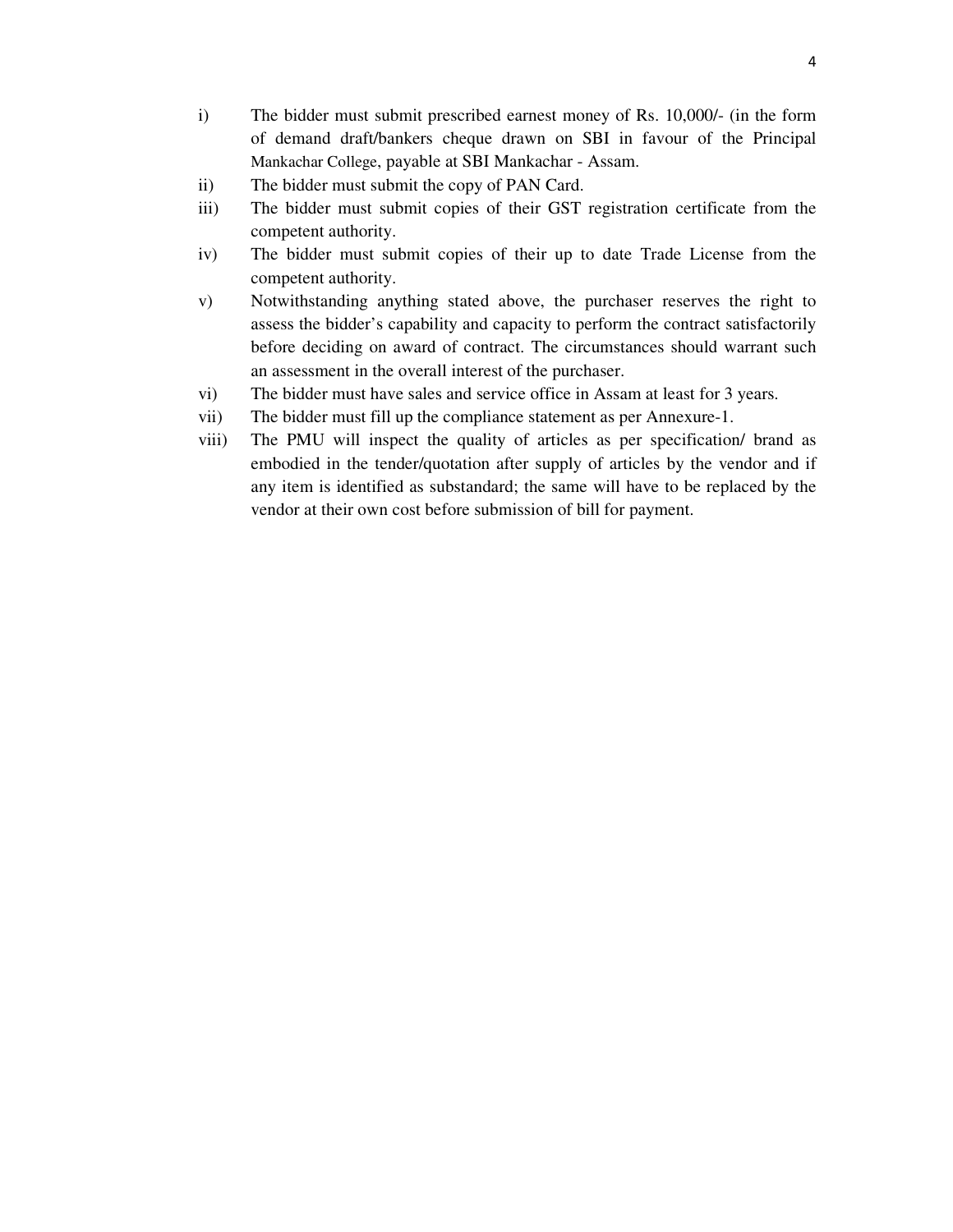i) The bidder must submit prescribed earnest money of Rs. 10,000/- (in the form of demand draft/bankers cheque drawn on SBI in favour of the Principal Mankachar College, payable at SBI Mankachar - Assam.

ii) The bidder must submit the copy of PAN Card.

iii) The bidder must submit copies of their GST registration certificate from the competent authority.

iv) The bidder must submit copies of their up to date Trade License from the competent authority.

v) Notwithstanding anything stated above, the purchaser reserves the right to assess the bidder's capability and capacity to perform the contract satisfactorily before deciding on award of contract. The circumstances should warrant such an assessment in the overall interest of the purchaser.

vi) The bidder must have sales and service office in Assam at least for 3 years.

vii) The bidder must fill up the compliance statement as per Annexure-1.

viii) The PMU will inspect the quality of articles as per specification/ brand as embodied in the tender/quotation after supply of articles by the vendor and if any item is identified as substandard; the same will have to be replaced by the vendor at their own cost before submission of bill for payment.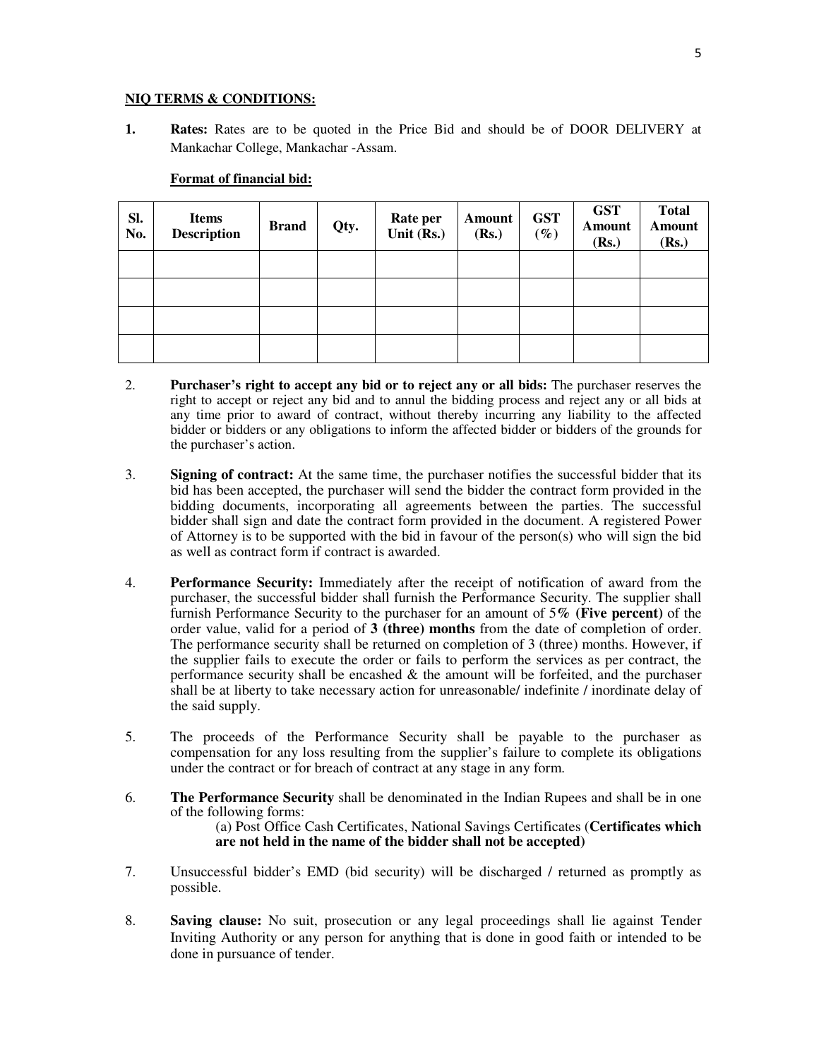**NIQ TERMS & CONDITIONS:**

1. **Rates:** Rates are to be quoted in the Price Bid and should be of DOOR DELIVERY at Mankachar College, Mankachar -Assam.

   **Format of financial bid:**

| Sl. No. | Items Description | Brand | Qty. | Rate per Unit (Rs.) | Amount (Rs.) | GST (%) | GST Amount (Rs.) | Total Amount (Rs.) |
|---|---|---|---|---|---|---|---|---|
| | | | | | | | | |
| | | | | | | | | |
| | | | | | | | | |
| | | | | | | | | |

2. **Purchaser's right to accept any bid or to reject any or all bids:** The purchaser reserves the right to accept or reject any bid and to annul the bidding process and reject any or all bids at any time prior to award of contract, without thereby incurring any liability to the affected bidder or bidders or any obligations to inform the affected bidder or bidders of the grounds for the purchaser's action.

3. **Signing of contract:** At the same time, the purchaser notifies the successful bidder that its bid has been accepted, the purchaser will send the bidder the contract form provided in the bidding documents, incorporating all agreements between the parties. The successful bidder shall sign and date the contract form provided in the document. A registered Power of Attorney is to be supported with the bid in favour of the person(s) who will sign the bid as well as contract form if contract is awarded.

4. **Performance Security:** Immediately after the receipt of notification of award from the purchaser, the successful bidder shall furnish the Performance Security. The supplier shall furnish Performance Security to the purchaser for an amount of 5**% (Five percent)** of the order value, valid for a period of **3 (three) months** from the date of completion of order. The performance security shall be returned on completion of 3 (three) months. However, if the supplier fails to execute the order or fails to perform the services as per contract, the performance security shall be encashed & the amount will be forfeited, and the purchaser shall be at liberty to take necessary action for unreasonable/ indefinite / inordinate delay of the said supply.

5. The proceeds of the Performance Security shall be payable to the purchaser as compensation for any loss resulting from the supplier's failure to complete its obligations under the contract or for breach of contract at any stage in any form.

6. **The Performance Security** shall be denominated in the Indian Rupees and shall be in one of the following forms:

   (a) Post Office Cash Certificates, National Savings Certificates (**Certificates which are not held in the name of the bidder shall not be accepted)**

7. Unsuccessful bidder's EMD (bid security) will be discharged / returned as promptly as possible.

8. **Saving clause:** No suit, prosecution or any legal proceedings shall lie against Tender Inviting Authority or any person for anything that is done in good faith or intended to be done in pursuance of tender.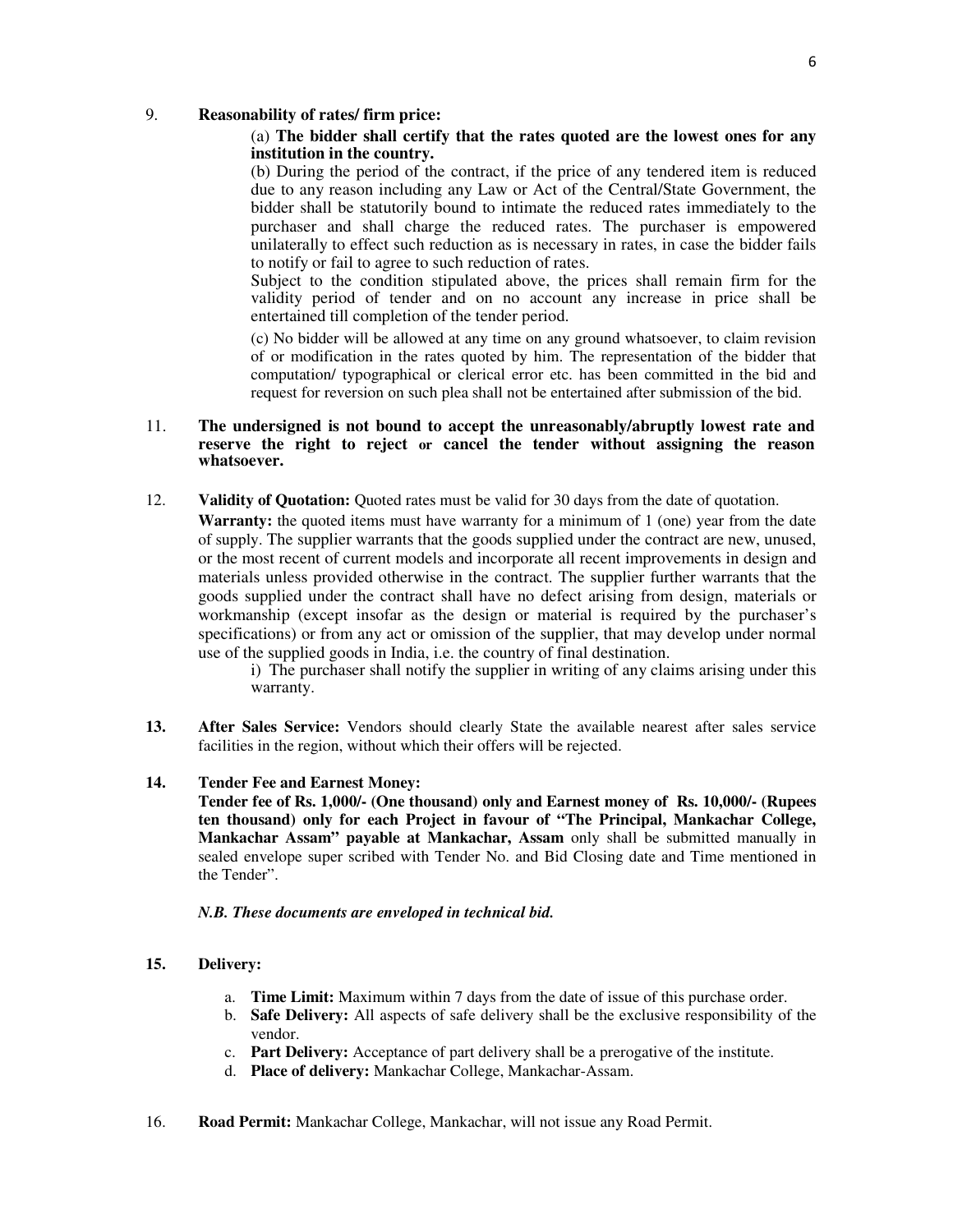9. **Reasonability of rates/ firm price:**

   (a) **The bidder shall certify that the rates quoted are the lowest ones for any institution in the country.**

   (b) During the period of the contract, if the price of any tendered item is reduced due to any reason including any Law or Act of the Central/State Government, the bidder shall be statutorily bound to intimate the reduced rates immediately to the purchaser and shall charge the reduced rates. The purchaser is empowered unilaterally to effect such reduction as is necessary in rates, in case the bidder fails to notify or fail to agree to such reduction of rates.

   Subject to the condition stipulated above, the prices shall remain firm for the validity period of tender and on no account any increase in price shall be entertained till completion of the tender period.

   (c) No bidder will be allowed at any time on any ground whatsoever, to claim revision of or modification in the rates quoted by him. The representation of the bidder that computation/ typographical or clerical error etc. has been committed in the bid and request for reversion on such plea shall not be entertained after submission of the bid.

11. **The undersigned is not bound to accept the unreasonably/abruptly lowest rate and reserve the right to reject or cancel the tender without assigning the reason whatsoever.**

12. **Validity of Quotation:** Quoted rates must be valid for 30 days from the date of quotation.

   **Warranty:** the quoted items must have warranty for a minimum of 1 (one) year from the date of supply. The supplier warrants that the goods supplied under the contract are new, unused, or the most recent of current models and incorporate all recent improvements in design and materials unless provided otherwise in the contract. The supplier further warrants that the goods supplied under the contract shall have no defect arising from design, materials or workmanship (except insofar as the design or material is required by the purchaser's specifications) or from any act or omission of the supplier, that may develop under normal use of the supplied goods in India, i.e. the country of final destination.

   i) The purchaser shall notify the supplier in writing of any claims arising under this warranty.

**13.** **After Sales Service:** Vendors should clearly State the available nearest after sales service facilities in the region, without which their offers will be rejected.

**14.** **Tender Fee and Earnest Money:**

**Tender fee of Rs. 1,000/- (One thousand) only and Earnest money of Rs. 10,000/- (Rupees ten thousand) only for each Project in favour of "The Principal, Mankachar College, Mankachar Assam" payable at Mankachar, Assam** only shall be submitted manually in sealed envelope super scribed with Tender No. and Bid Closing date and Time mentioned in the Tender".

***N.B. These documents are enveloped in technical bid.***

**15.** **Delivery:**

a. **Time Limit:** Maximum within 7 days from the date of issue of this purchase order.
b. **Safe Delivery:** All aspects of safe delivery shall be the exclusive responsibility of the vendor.
c. **Part Delivery:** Acceptance of part delivery shall be a prerogative of the institute.
d. **Place of delivery:** Mankachar College, Mankachar-Assam.

16. **Road Permit:** Mankachar College, Mankachar, will not issue any Road Permit.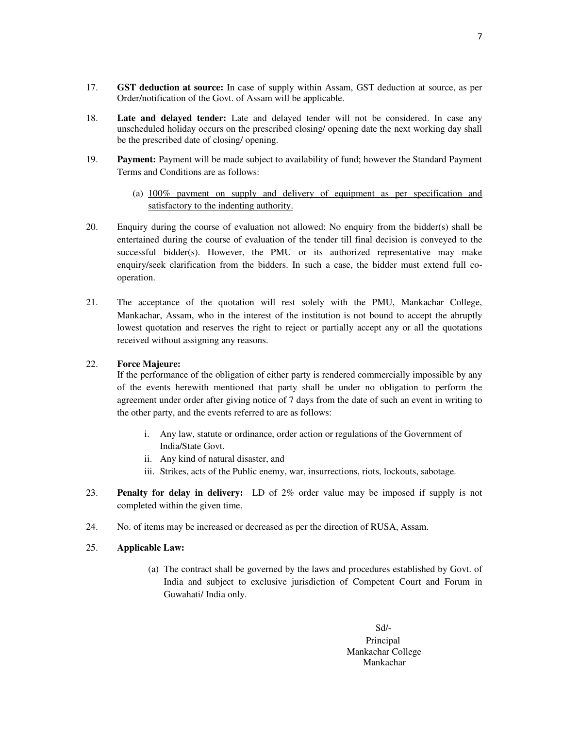17. **GST deduction at source:** In case of supply within Assam, GST deduction at source, as per Order/notification of the Govt. of Assam will be applicable.

18. **Late and delayed tender:** Late and delayed tender will not be considered. In case any unscheduled holiday occurs on the prescribed closing/ opening date the next working day shall be the prescribed date of closing/ opening.

19. **Payment:** Payment will be made subject to availability of fund; however the Standard Payment Terms and Conditions are as follows:

    (a) <u>100% payment on supply and delivery of equipment as per specification and satisfactory to the indenting authority.</u>

20. Enquiry during the course of evaluation not allowed: No enquiry from the bidder(s) shall be entertained during the course of evaluation of the tender till final decision is conveyed to the successful bidder(s). However, the PMU or its authorized representative may make enquiry/seek clarification from the bidders. In such a case, the bidder must extend full co-operation.

21. The acceptance of the quotation will rest solely with the PMU, Mankachar College, Mankachar, Assam, who in the interest of the institution is not bound to accept the abruptly lowest quotation and reserves the right to reject or partially accept any or all the quotations received without assigning any reasons.

22. **Force Majeure:**
    If the performance of the obligation of either party is rendered commercially impossible by any of the events herewith mentioned that party shall be under no obligation to perform the agreement under order after giving notice of 7 days from the date of such an event in writing to the other party, and the events referred to are as follows:

    i. Any law, statute or ordinance, order action or regulations of the Government of India/State Govt.
    ii. Any kind of natural disaster, and
    iii. Strikes, acts of the Public enemy, war, insurrections, riots, lockouts, sabotage.

23. **Penalty for delay in delivery:** LD of 2% order value may be imposed if supply is not completed within the given time.

24. No. of items may be increased or decreased as per the direction of RUSA, Assam.

25. **Applicable Law:**

    (a) The contract shall be governed by the laws and procedures established by Govt. of India and subject to exclusive jurisdiction of Competent Court and Forum in Guwahati/ India only.

Sd/-
Principal
Mankachar College
Mankachar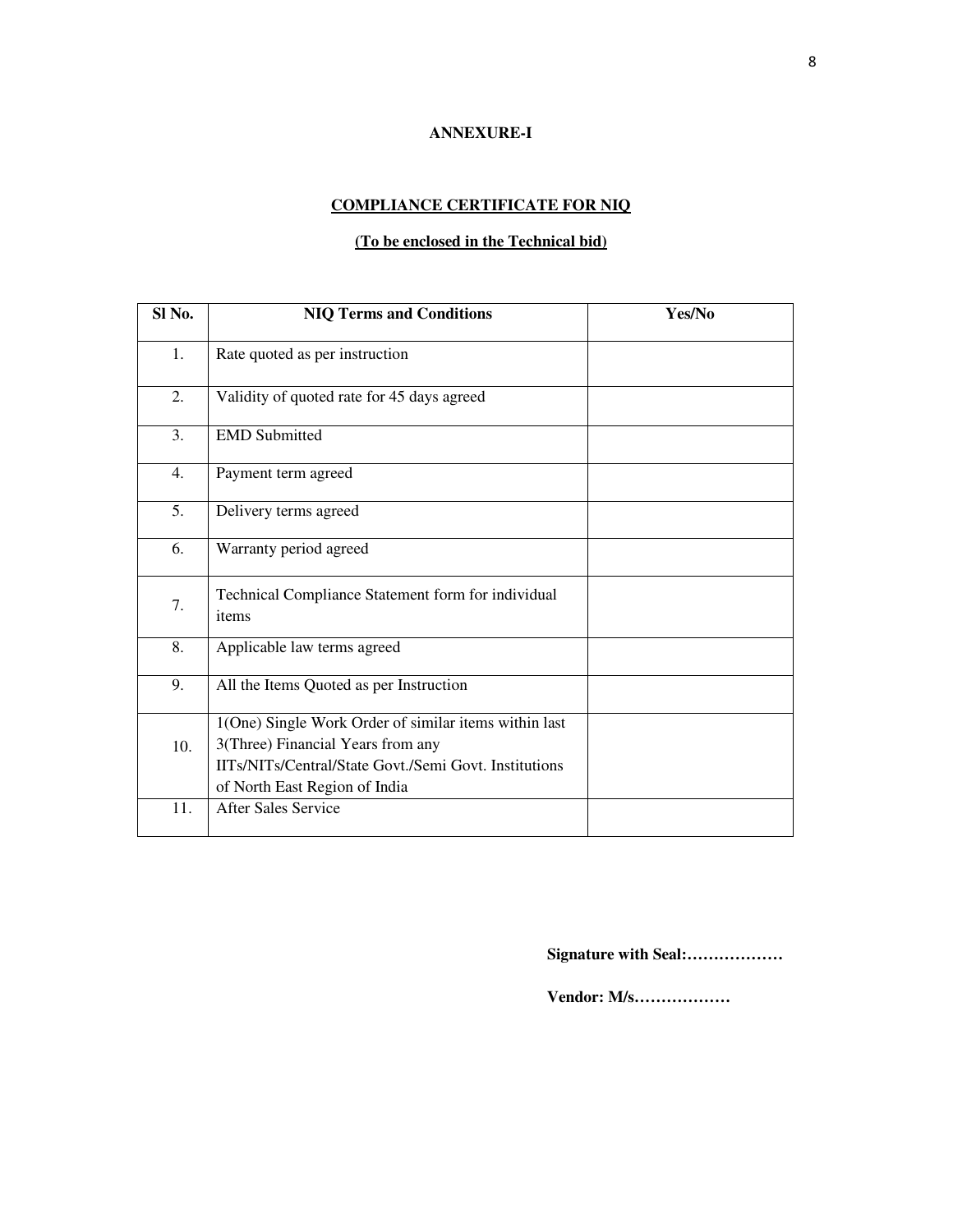**ANNEXURE-I**

**COMPLIANCE CERTIFICATE FOR NIQ**

**(To be enclosed in the Technical bid)**

| Sl No. | NIQ Terms and Conditions | Yes/No |
|---|---|---|
| 1. | Rate quoted as per instruction | |
| 2. | Validity of quoted rate for 45 days agreed | |
| 3. | EMD Submitted | |
| 4. | Payment term agreed | |
| 5. | Delivery terms agreed | |
| 6. | Warranty period agreed | |
| 7. | Technical Compliance Statement form for individual items | |
| 8. | Applicable law terms agreed | |
| 9. | All the Items Quoted as per Instruction | |
| 10. | 1(One) Single Work Order of similar items within last 3(Three) Financial Years from any IITs/NITs/Central/State Govt./Semi Govt. Institutions of North East Region of India | |
| 11. | After Sales Service | |

**Signature with Seal:………………**

**Vendor: M/s………………**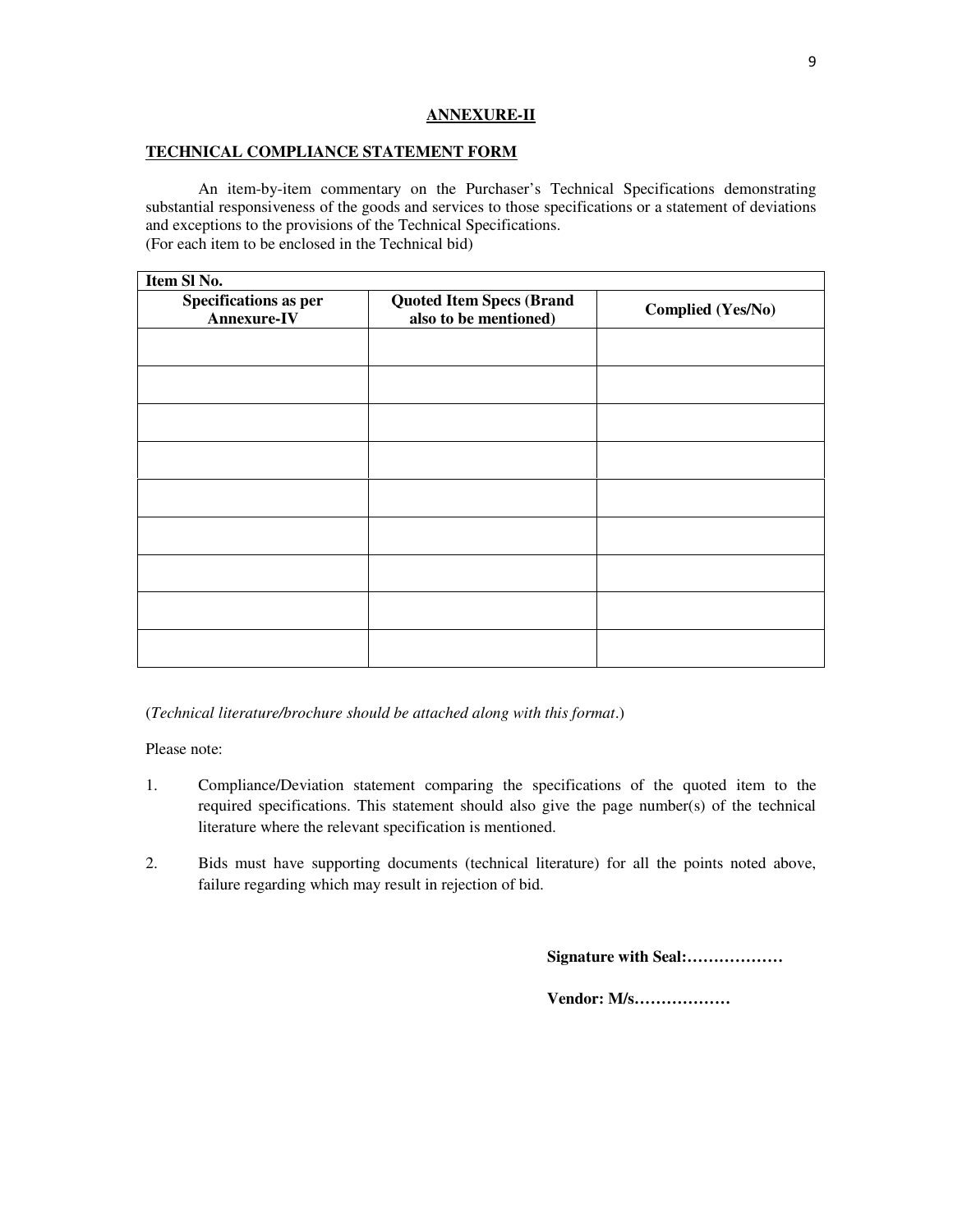## ANNEXURE-II

### TECHNICAL COMPLIANCE STATEMENT FORM

An item-by-item commentary on the Purchaser's Technical Specifications demonstrating substantial responsiveness of the goods and services to those specifications or a statement of deviations and exceptions to the provisions of the Technical Specifications.
(For each item to be enclosed in the Technical bid)

| Item Sl No. | | |
|---|---|---|
| **Specifications as per Annexure-IV** | **Quoted Item Specs (Brand also to be mentioned)** | **Complied (Yes/No)** |
| | | |
| | | |
| | | |
| | | |
| | | |
| | | |
| | | |
| | | |
| | | |

(*Technical literature/brochure should be attached along with this format*.)

Please note:

1. Compliance/Deviation statement comparing the specifications of the quoted item to the required specifications. This statement should also give the page number(s) of the technical literature where the relevant specification is mentioned.

2. Bids must have supporting documents (technical literature) for all the points noted above, failure regarding which may result in rejection of bid.

**Signature with Seal:………………**

**Vendor: M/s………………**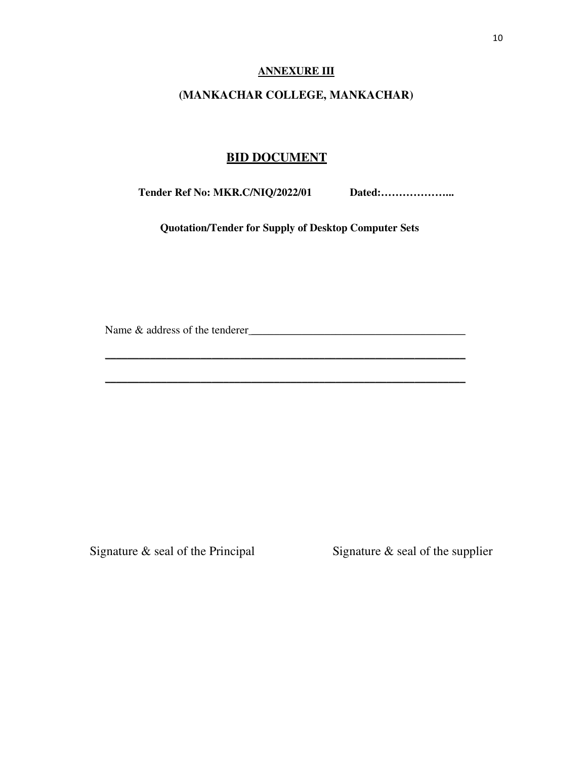**ANNEXURE III**

**(MANKACHAR COLLEGE, MANKACHAR)**

# BID DOCUMENT

**Tender Ref No: MKR.C/NIQ/2022/01 Dated:………………...**

**Quotation/Tender for Supply of Desktop Computer Sets**

Name & address of the tenderer________________________________________

_______________________________________________________________

_______________________________________________________________

Signature & seal of the Principal Signature & seal of the supplier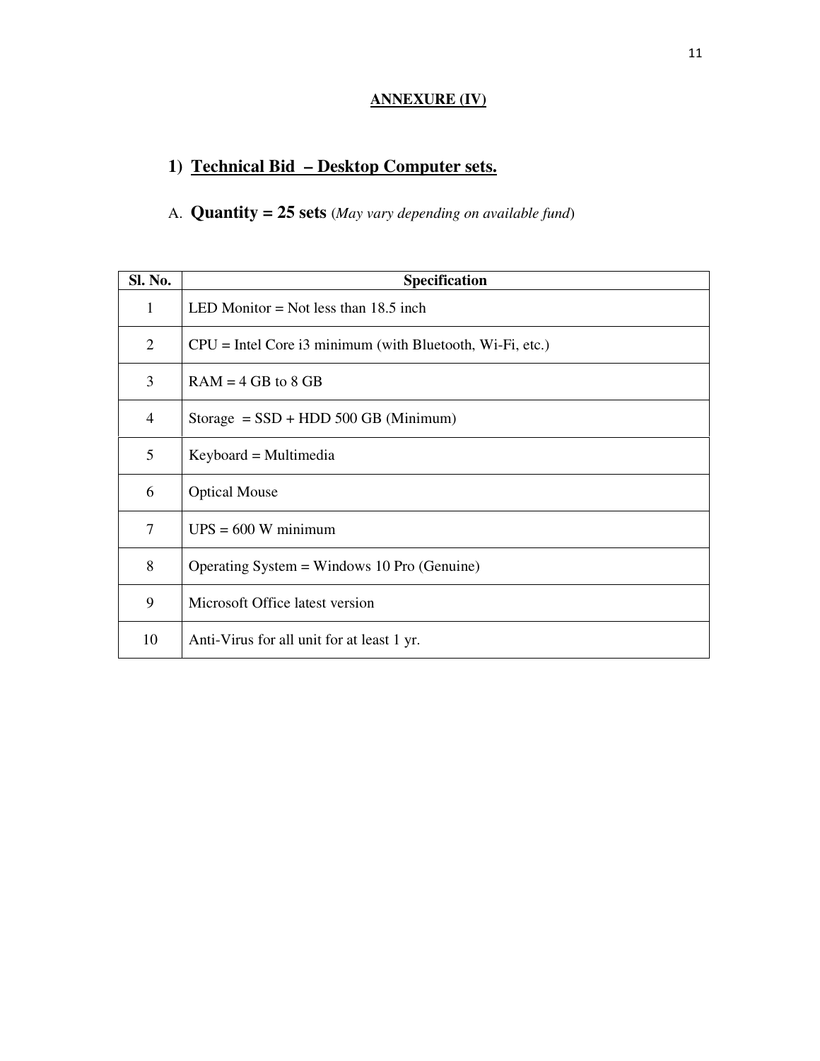**ANNEXURE (IV)**

## 1) Technical Bid – Desktop Computer sets.

A. **Quantity = 25 sets** (*May vary depending on available fund*)

| Sl. No. | Specification |
|---|---|
| 1 | LED Monitor = Not less than 18.5 inch |
| 2 | CPU = Intel Core i3 minimum (with Bluetooth, Wi-Fi, etc.) |
| 3 | RAM = 4 GB to 8 GB |
| 4 | Storage = SSD + HDD 500 GB (Minimum) |
| 5 | Keyboard = Multimedia |
| 6 | Optical Mouse |
| 7 | UPS = 600 W minimum |
| 8 | Operating System = Windows 10 Pro (Genuine) |
| 9 | Microsoft Office latest version |
| 10 | Anti-Virus for all unit for at least 1 yr. |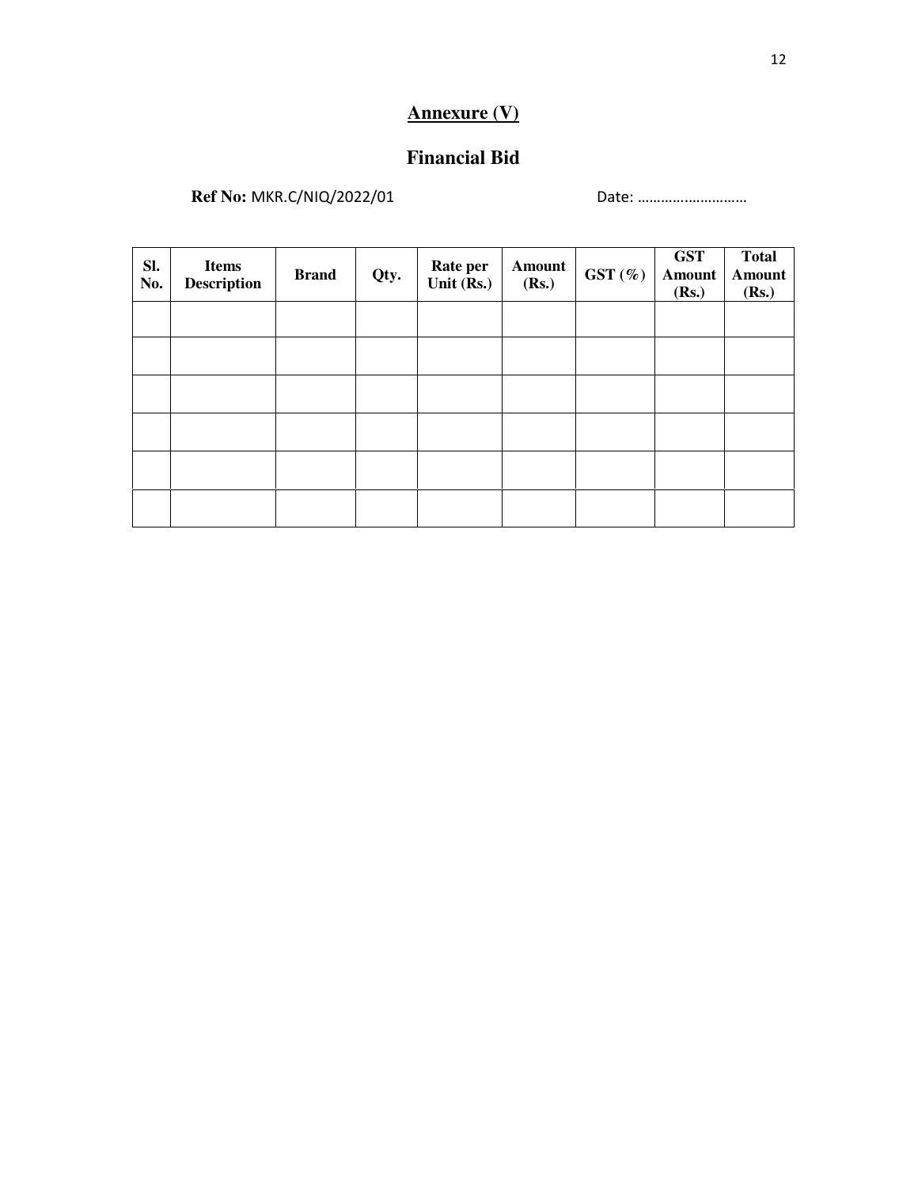## Annexure (V)

## Financial Bid

**Ref No:** MKR.C/NIQ/2022/01 Date: ……….……………

| Sl. No. | Items Description | Brand | Qty. | Rate per Unit (Rs.) | Amount (Rs.) | GST (%) | GST Amount (Rs.) | Total Amount (Rs.) |
|---|---|---|---|---|---|---|---|---|
| | | | | | | | | |
| | | | | | | | | |
| | | | | | | | | |
| | | | | | | | | |
| | | | | | | | | |
| | | | | | | | | |